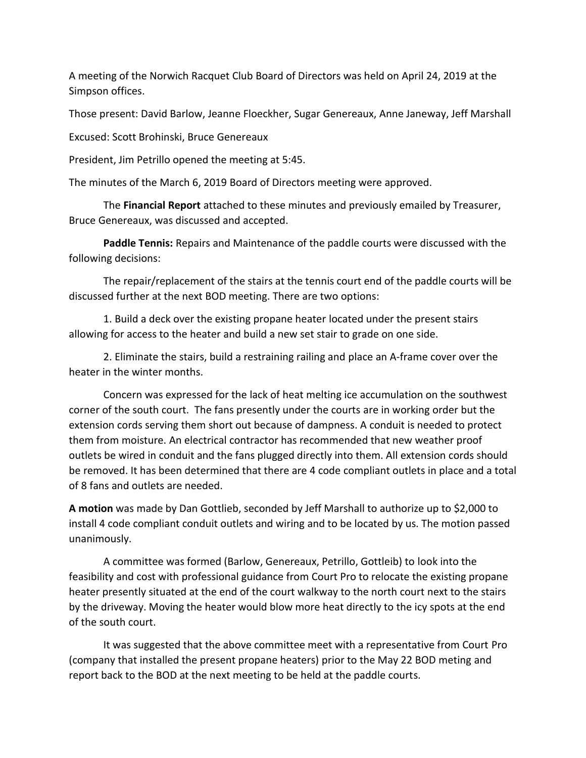A meeting of the Norwich Racquet Club Board of Directors was held on April 24, 2019 at the Simpson offices.

Those present: David Barlow, Jeanne Floeckher, Sugar Genereaux, Anne Janeway, Jeff Marshall

Excused: Scott Brohinski, Bruce Genereaux

President, Jim Petrillo opened the meeting at 5:45.

The minutes of the March 6, 2019 Board of Directors meeting were approved.

The **Financial Report** attached to these minutes and previously emailed by Treasurer, Bruce Genereaux, was discussed and accepted.

**Paddle Tennis:** Repairs and Maintenance of the paddle courts were discussed with the following decisions:

The repair/replacement of the stairs at the tennis court end of the paddle courts will be discussed further at the next BOD meeting. There are two options:

1. Build a deck over the existing propane heater located under the present stairs allowing for access to the heater and build a new set stair to grade on one side.

2. Eliminate the stairs, build a restraining railing and place an A-frame cover over the heater in the winter months.

Concern was expressed for the lack of heat melting ice accumulation on the southwest corner of the south court. The fans presently under the courts are in working order but the extension cords serving them short out because of dampness. A conduit is needed to protect them from moisture. An electrical contractor has recommended that new weather proof outlets be wired in conduit and the fans plugged directly into them. All extension cords should be removed. It has been determined that there are 4 code compliant outlets in place and a total of 8 fans and outlets are needed.

**A motion** was made by Dan Gottlieb, seconded by Jeff Marshall to authorize up to $2,000 to install 4 code compliant conduit outlets and wiring and to be located by us. The motion passed unanimously.

A committee was formed (Barlow, Genereaux, Petrillo, Gottleib) to look into the feasibility and cost with professional guidance from Court Pro to relocate the existing propane heater presently situated at the end of the court walkway to the north court next to the stairs by the driveway. Moving the heater would blow more heat directly to the icy spots at the end of the south court.

It was suggested that the above committee meet with a representative from Court Pro (company that installed the present propane heaters) prior to the May 22 BOD meting and report back to the BOD at the next meeting to be held at the paddle courts.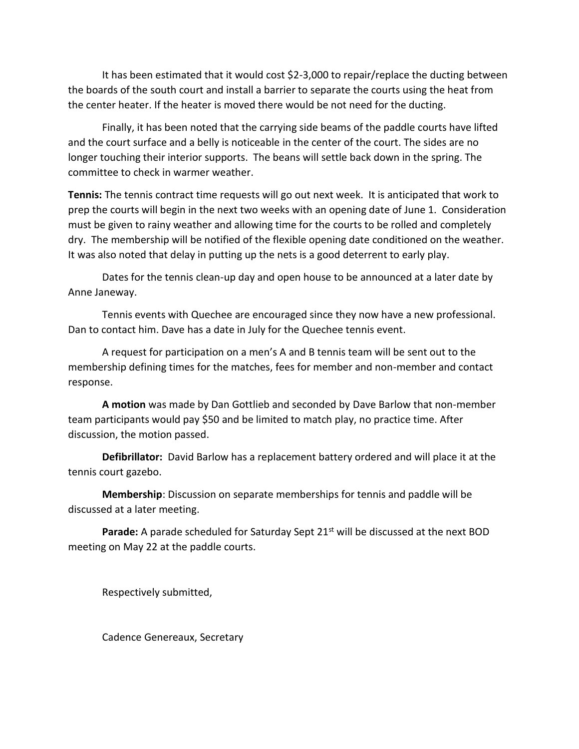It has been estimated that it would cost $2-3,000 to repair/replace the ducting between the boards of the south court and install a barrier to separate the courts using the heat from the center heater. If the heater is moved there would be not need for the ducting.

Finally, it has been noted that the carrying side beams of the paddle courts have lifted and the court surface and a belly is noticeable in the center of the court. The sides are no longer touching their interior supports. The beans will settle back down in the spring. The committee to check in warmer weather.

**Tennis:** The tennis contract time requests will go out next week. It is anticipated that work to prep the courts will begin in the next two weeks with an opening date of June 1. Consideration must be given to rainy weather and allowing time for the courts to be rolled and completely dry. The membership will be notified of the flexible opening date conditioned on the weather. It was also noted that delay in putting up the nets is a good deterrent to early play.

Dates for the tennis clean-up day and open house to be announced at a later date by Anne Janeway.

Tennis events with Quechee are encouraged since they now have a new professional. Dan to contact him. Dave has a date in July for the Quechee tennis event.

A request for participation on a men's A and B tennis team will be sent out to the membership defining times for the matches, fees for member and non-member and contact response.

**A motion** was made by Dan Gottlieb and seconded by Dave Barlow that non-member team participants would pay $50 and be limited to match play, no practice time. After discussion, the motion passed.

**Defibrillator:** David Barlow has a replacement battery ordered and will place it at the tennis court gazebo.

**Membership**: Discussion on separate memberships for tennis and paddle will be discussed at a later meeting.

**Parade:** A parade scheduled for Saturday Sept 21st will be discussed at the next BOD meeting on May 22 at the paddle courts.

Respectively submitted,

Cadence Genereaux, Secretary